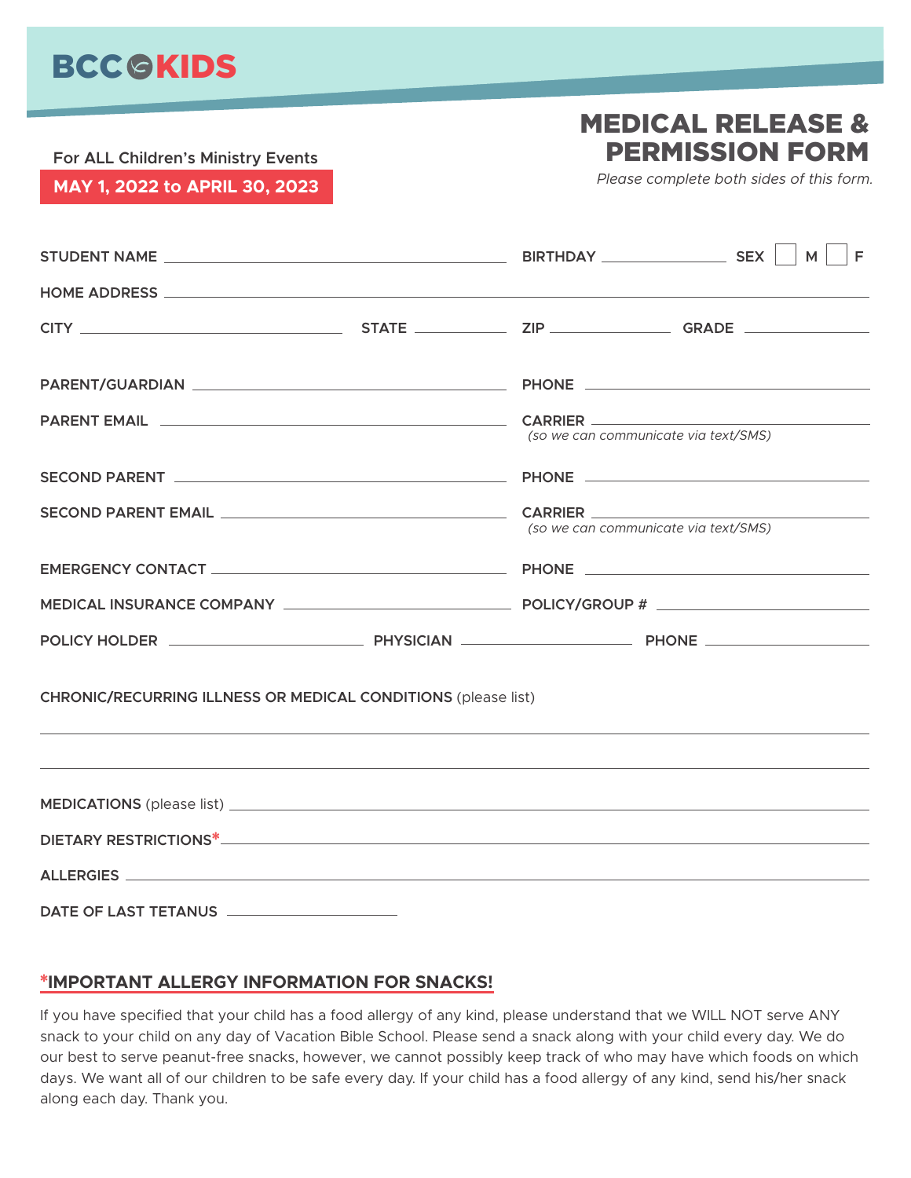BCC KIDS

For ALL Children's Ministry Events

**MAY 1, 2022 to APRIL 30, 2023**

# MEDICAL RELEASE & PERMISSION FORM

*Please complete both sides of this form.*

STUDENT NAME ______________________ BIRTHDAY ____________ SEX ☐ M ☐ F

HOME ADDRESS ______________________

CITY ______________ STATE ________ ZIP __________ GRADE __________

PARENT/GUARDIAN ______________________ PHONE ______________

PARENT EMAIL ______________________ CARRIER ______________
*(so we can communicate via text/SMS)*

SECOND PARENT ______________________ PHONE ______________

SECOND PARENT EMAIL ______________________ CARRIER ______________
*(so we can communicate via text/SMS)*

EMERGENCY CONTACT ______________________ PHONE ______________

MEDICAL INSURANCE COMPANY ______________________ POLICY/GROUP # ______________

POLICY HOLDER ______________ PHYSICIAN ______________ PHONE ______________

CHRONIC/RECURRING ILLNESS OR MEDICAL CONDITIONS (please list)

______________________________________________

______________________________________________

MEDICATIONS (please list) ______________________

DIETARY RESTRICTIONS* ______________________

ALLERGIES ______________________

DATE OF LAST TETANUS ______________

## *IMPORTANT ALLERGY INFORMATION FOR SNACKS!

If you have specified that your child has a food allergy of any kind, please understand that we WILL NOT serve ANY snack to your child on any day of Vacation Bible School. Please send a snack along with your child every day. We do our best to serve peanut-free snacks, however, we cannot possibly keep track of who may have which foods on which days. We want all of our children to be safe every day. If your child has a food allergy of any kind, send his/her snack along each day. Thank you.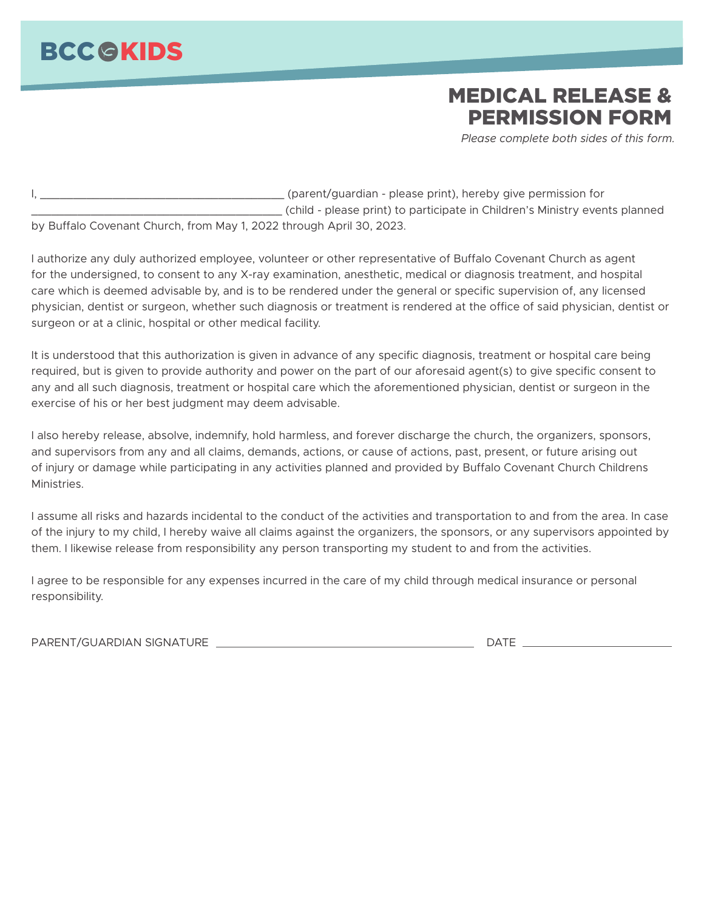BCC KIDS

# MEDICAL RELEASE & PERMISSION FORM

*Please complete both sides of this form.*

I, ________________________________________ (parent/guardian - please print), hereby give permission for ________________________________________ (child - please print) to participate in Children's Ministry events planned by Buffalo Covenant Church, from May 1, 2022 through April 30, 2023.

I authorize any duly authorized employee, volunteer or other representative of Buffalo Covenant Church as agent for the undersigned, to consent to any X-ray examination, anesthetic, medical or diagnosis treatment, and hospital care which is deemed advisable by, and is to be rendered under the general or specific supervision of, any licensed physician, dentist or surgeon, whether such diagnosis or treatment is rendered at the office of said physician, dentist or surgeon or at a clinic, hospital or other medical facility.

It is understood that this authorization is given in advance of any specific diagnosis, treatment or hospital care being required, but is given to provide authority and power on the part of our aforesaid agent(s) to give specific consent to any and all such diagnosis, treatment or hospital care which the aforementioned physician, dentist or surgeon in the exercise of his or her best judgment may deem advisable.

I also hereby release, absolve, indemnify, hold harmless, and forever discharge the church, the organizers, sponsors, and supervisors from any and all claims, demands, actions, or cause of actions, past, present, or future arising out of injury or damage while participating in any activities planned and provided by Buffalo Covenant Church Childrens Ministries.

I assume all risks and hazards incidental to the conduct of the activities and transportation to and from the area. In case of the injury to my child, I hereby waive all claims against the organizers, the sponsors, or any supervisors appointed by them. I likewise release from responsibility any person transporting my student to and from the activities.

I agree to be responsible for any expenses incurred in the care of my child through medical insurance or personal responsibility.

PARENT/GUARDIAN SIGNATURE ________________________________________ DATE ________________________